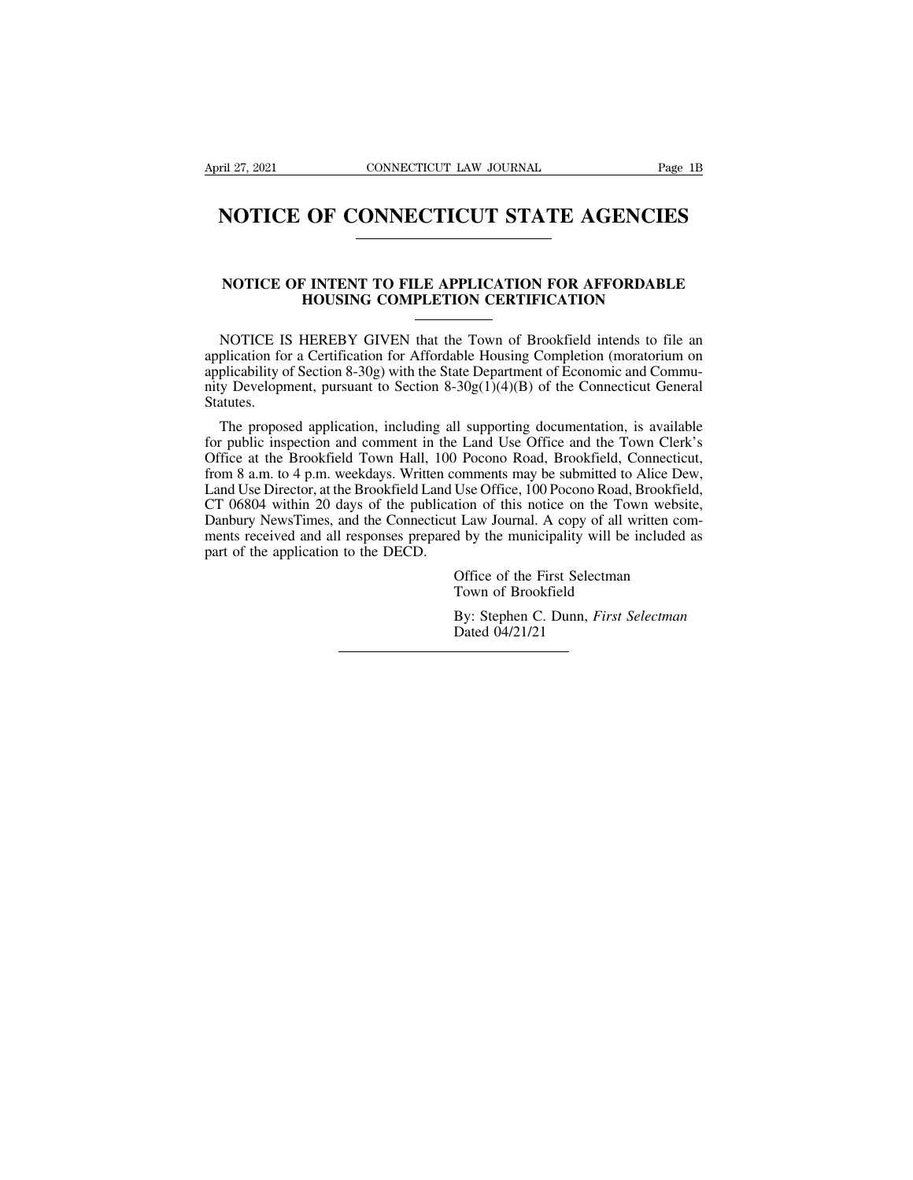# NOTICE OF CONNECTICUT STATE AGENCIES

## NOTICE OF INTENT TO FILE APPLICATION FOR AFFORDABLE HOUSING COMPLETION CERTIFICATION

NOTICE IS HEREBY GIVEN that the Town of Brookfield intends to file an application for a Certification for Affordable Housing Completion (moratorium on applicability of Section 8-30g) with the State Department of Economic and Community Development, pursuant to Section 8-30g(1)(4)(B) of the Connecticut General Statutes.

The proposed application, including all supporting documentation, is available for public inspection and comment in the Land Use Office and the Town Clerk's Office at the Brookfield Town Hall, 100 Pocono Road, Brookfield, Connecticut, from 8 a.m. to 4 p.m. weekdays. Written comments may be submitted to Alice Dew, Land Use Director, at the Brookfield Land Use Office, 100 Pocono Road, Brookfield, CT 06804 within 20 days of the publication of this notice on the Town website, Danbury NewsTimes, and the Connecticut Law Journal. A copy of all written comments received and all responses prepared by the municipality will be included as part of the application to the DECD.

Office of the First Selectman
Town of Brookfield

By: Stephen C. Dunn, *First Selectman*
Dated 04/21/21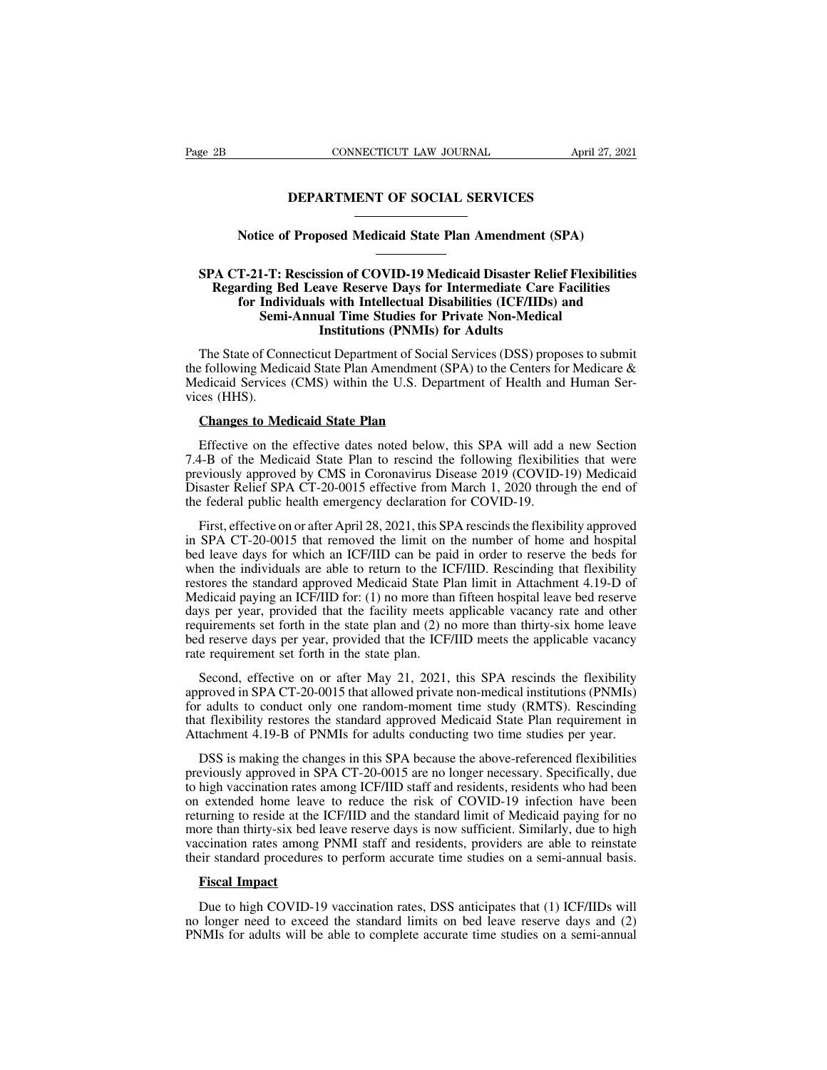# DEPARTMENT OF SOCIAL SERVICES

## Notice of Proposed Medicaid State Plan Amendment (SPA)

### SPA CT-21-T: Rescission of COVID-19 Medicaid Disaster Relief Flexibilities Regarding Bed Leave Reserve Days for Intermediate Care Facilities for Individuals with Intellectual Disabilities (ICF/IIDs) and Semi-Annual Time Studies for Private Non-Medical Institutions (PNMIs) for Adults

The State of Connecticut Department of Social Services (DSS) proposes to submit the following Medicaid State Plan Amendment (SPA) to the Centers for Medicare & Medicaid Services (CMS) within the U.S. Department of Health and Human Services (HHS).

**Changes to Medicaid State Plan**

Effective on the effective dates noted below, this SPA will add a new Section 7.4-B of the Medicaid State Plan to rescind the following flexibilities that were previously approved by CMS in Coronavirus Disease 2019 (COVID-19) Medicaid Disaster Relief SPA CT-20-0015 effective from March 1, 2020 through the end of the federal public health emergency declaration for COVID-19.

First, effective on or after April 28, 2021, this SPA rescinds the flexibility approved in SPA CT-20-0015 that removed the limit on the number of home and hospital bed leave days for which an ICF/IID can be paid in order to reserve the beds for when the individuals are able to return to the ICF/IID. Rescinding that flexibility restores the standard approved Medicaid State Plan limit in Attachment 4.19-D of Medicaid paying an ICF/IID for: (1) no more than fifteen hospital leave bed reserve days per year, provided that the facility meets applicable vacancy rate and other requirements set forth in the state plan and (2) no more than thirty-six home leave bed reserve days per year, provided that the ICF/IID meets the applicable vacancy rate requirement set forth in the state plan.

Second, effective on or after May 21, 2021, this SPA rescinds the flexibility approved in SPA CT-20-0015 that allowed private non-medical institutions (PNMIs) for adults to conduct only one random-moment time study (RMTS). Rescinding that flexibility restores the standard approved Medicaid State Plan requirement in Attachment 4.19-B of PNMIs for adults conducting two time studies per year.

DSS is making the changes in this SPA because the above-referenced flexibilities previously approved in SPA CT-20-0015 are no longer necessary. Specifically, due to high vaccination rates among ICF/IID staff and residents, residents who had been on extended home leave to reduce the risk of COVID-19 infection have been returning to reside at the ICF/IID and the standard limit of Medicaid paying for no more than thirty-six bed leave reserve days is now sufficient. Similarly, due to high vaccination rates among PNMI staff and residents, providers are able to reinstate their standard procedures to perform accurate time studies on a semi-annual basis.

**Fiscal Impact**

Due to high COVID-19 vaccination rates, DSS anticipates that (1) ICF/IIDs will no longer need to exceed the standard limits on bed leave reserve days and (2) PNMIs for adults will be able to complete accurate time studies on a semi-annual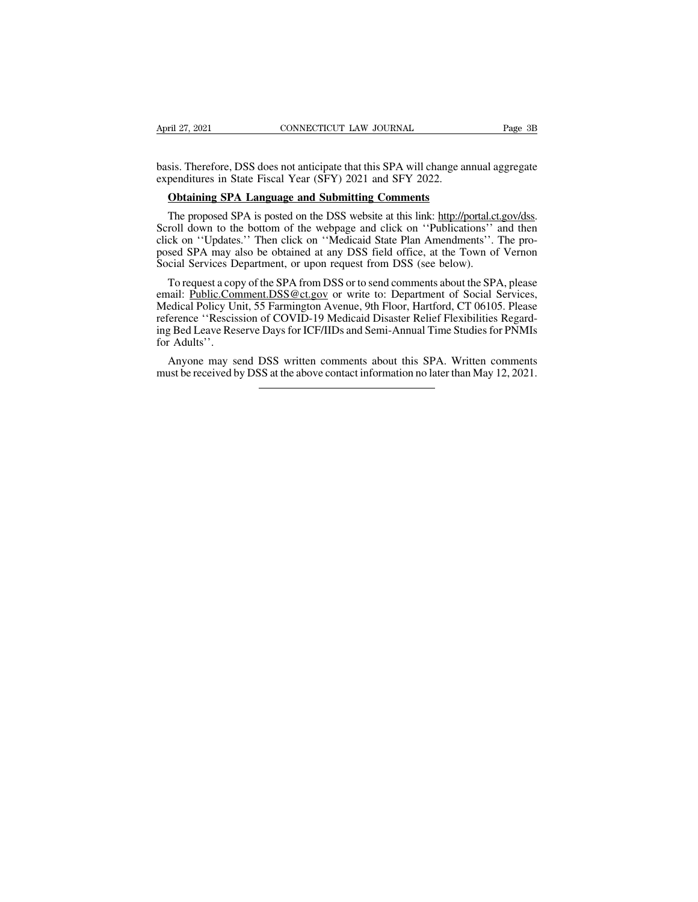basis. Therefore, DSS does not anticipate that this SPA will change annual aggregate expenditures in State Fiscal Year (SFY) 2021 and SFY 2022.

**Obtaining SPA Language and Submitting Comments**

The proposed SPA is posted on the DSS website at this link: http://portal.ct.gov/dss. Scroll down to the bottom of the webpage and click on ''Publications'' and then click on ''Updates.'' Then click on ''Medicaid State Plan Amendments''. The proposed SPA may also be obtained at any DSS field office, at the Town of Vernon Social Services Department, or upon request from DSS (see below).

To request a copy of the SPA from DSS or to send comments about the SPA, please email: Public.Comment.DSS@ct.gov or write to: Department of Social Services, Medical Policy Unit, 55 Farmington Avenue, 9th Floor, Hartford, CT 06105. Please reference ''Rescission of COVID-19 Medicaid Disaster Relief Flexibilities Regarding Bed Leave Reserve Days for ICF/IIDs and Semi-Annual Time Studies for PNMIs for Adults''.

Anyone may send DSS written comments about this SPA. Written comments must be received by DSS at the above contact information no later than May 12, 2021.